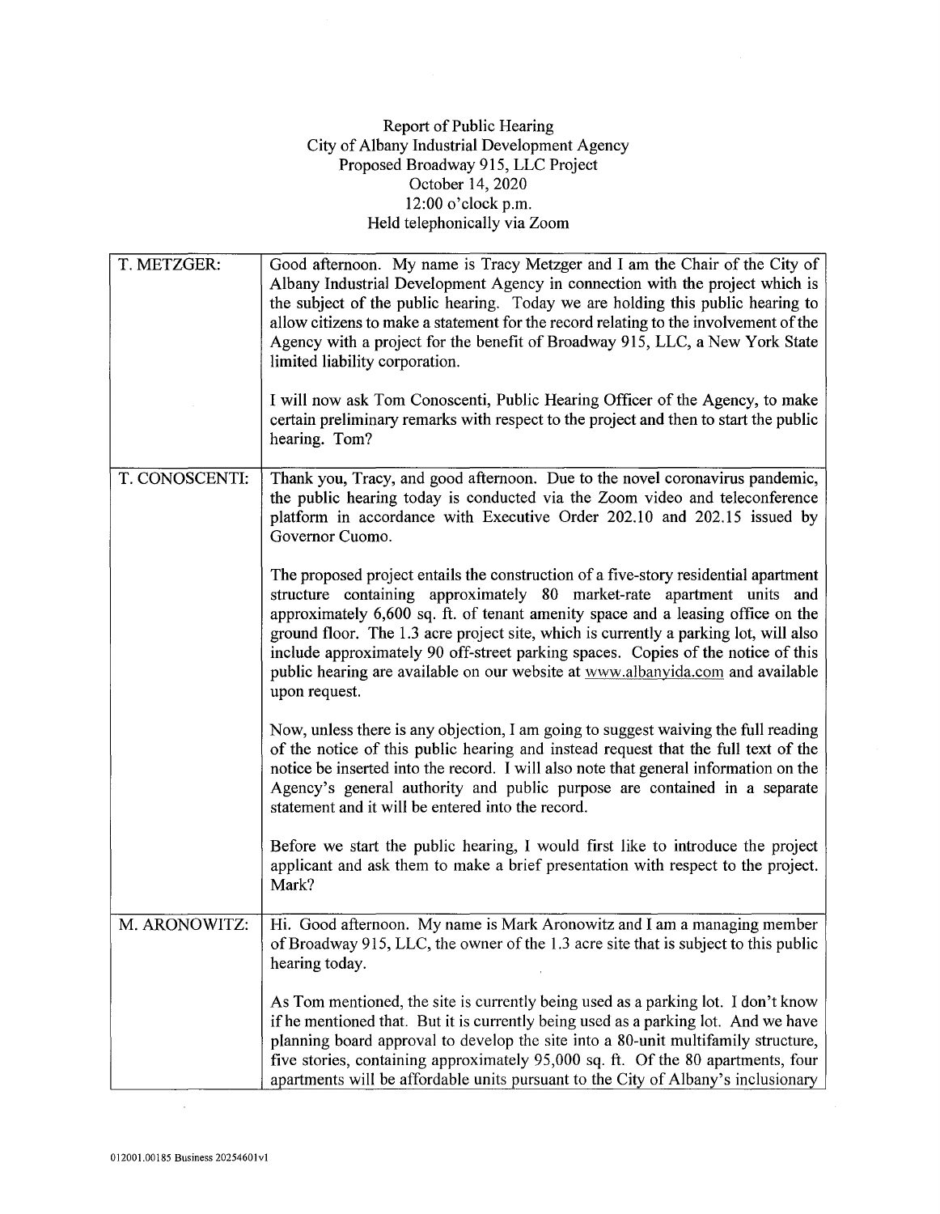Report of Public Hearing
City of Albany Industrial Development Agency
Proposed Broadway 915, LLC Project
October 14, 2020
12:00 o'clock p.m.
Held telephonically via Zoom

| | |
|---|---|
| T. METZGER: | Good afternoon. My name is Tracy Metzger and I am the Chair of the City of Albany Industrial Development Agency in connection with the project which is the subject of the public hearing. Today we are holding this public hearing to allow citizens to make a statement for the record relating to the involvement of the Agency with a project for the benefit of Broadway 915, LLC, a New York State limited liability corporation.<br><br>I will now ask Tom Conoscenti, Public Hearing Officer of the Agency, to make certain preliminary remarks with respect to the project and then to start the public hearing. Tom? |
| T. CONOSCENTI: | Thank you, Tracy, and good afternoon. Due to the novel coronavirus pandemic, the public hearing today is conducted via the Zoom video and teleconference platform in accordance with Executive Order 202.10 and 202.15 issued by Governor Cuomo.<br><br>The proposed project entails the construction of a five-story residential apartment structure containing approximately 80 market-rate apartment units and approximately 6,600 sq. ft. of tenant amenity space and a leasing office on the ground floor. The 1.3 acre project site, which is currently a parking lot, will also include approximately 90 off-street parking spaces. Copies of the notice of this public hearing are available on our website at www.albanyida.com and available upon request.<br><br>Now, unless there is any objection, I am going to suggest waiving the full reading of the notice of this public hearing and instead request that the full text of the notice be inserted into the record. I will also note that general information on the Agency's general authority and public purpose are contained in a separate statement and it will be entered into the record.<br><br>Before we start the public hearing, I would first like to introduce the project applicant and ask them to make a brief presentation with respect to the project. Mark? |
| M. ARONOWITZ: | Hi. Good afternoon. My name is Mark Aronowitz and I am a managing member of Broadway 915, LLC, the owner of the 1.3 acre site that is subject to this public hearing today.<br><br>As Tom mentioned, the site is currently being used as a parking lot. I don't know if he mentioned that. But it is currently being used as a parking lot. And we have planning board approval to develop the site into a 80-unit multifamily structure, five stories, containing approximately 95,000 sq. ft. Of the 80 apartments, four apartments will be affordable units pursuant to the City of Albany's inclusionary |

012001.00185 Business 20254601v1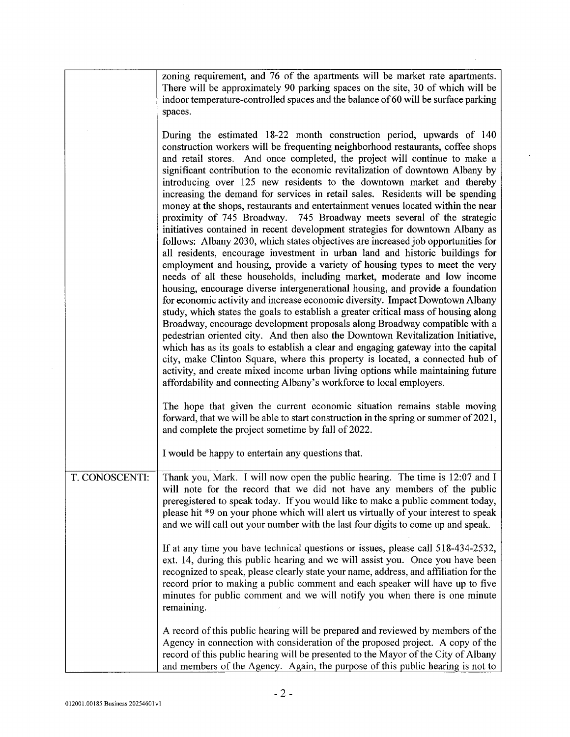| | |
|---|---|
| | zoning requirement, and 76 of the apartments will be market rate apartments. There will be approximately 90 parking spaces on the site, 30 of which will be indoor temperature-controlled spaces and the balance of 60 will be surface parking spaces.<br><br>During the estimated 18-22 month construction period, upwards of 140 construction workers will be frequenting neighborhood restaurants, coffee shops and retail stores. And once completed, the project will continue to make a significant contribution to the economic revitalization of downtown Albany by introducing over 125 new residents to the downtown market and thereby increasing the demand for services in retail sales. Residents will be spending money at the shops, restaurants and entertainment venues located within the near proximity of 745 Broadway. 745 Broadway meets several of the strategic initiatives contained in recent development strategies for downtown Albany as follows: Albany 2030, which states objectives are increased job opportunities for all residents, encourage investment in urban land and historic buildings for employment and housing, provide a variety of housing types to meet the very needs of all these households, including market, moderate and low income housing, encourage diverse intergenerational housing, and provide a foundation for economic activity and increase economic diversity. Impact Downtown Albany study, which states the goals to establish a greater critical mass of housing along Broadway, encourage development proposals along Broadway compatible with a pedestrian oriented city. And then also the Downtown Revitalization Initiative, which has as its goals to establish a clear and engaging gateway into the capital city, make Clinton Square, where this property is located, a connected hub of activity, and create mixed income urban living options while maintaining future affordability and connecting Albany's workforce to local employers.<br><br>The hope that given the current economic situation remains stable moving forward, that we will be able to start construction in the spring or summer of 2021, and complete the project sometime by fall of 2022.<br><br>I would be happy to entertain any questions that. |
| T. CONOSCENTI: | Thank you, Mark. I will now open the public hearing. The time is 12:07 and I will note for the record that we did not have any members of the public preregistered to speak today. If you would like to make a public comment today, please hit *9 on your phone which will alert us virtually of your interest to speak and we will call out your number with the last four digits to come up and speak.<br><br>If at any time you have technical questions or issues, please call 518-434-2532, ext. 14, during this public hearing and we will assist you. Once you have been recognized to speak, please clearly state your name, address, and affiliation for the record prior to making a public comment and each speaker will have up to five minutes for public comment and we will notify you when there is one minute remaining.<br><br>A record of this public hearing will be prepared and reviewed by members of the Agency in connection with consideration of the proposed project. A copy of the record of this public hearing will be presented to the Mayor of the City of Albany and members of the Agency. Again, the purpose of this public hearing is not to |

012001.00185 Business 20254601v1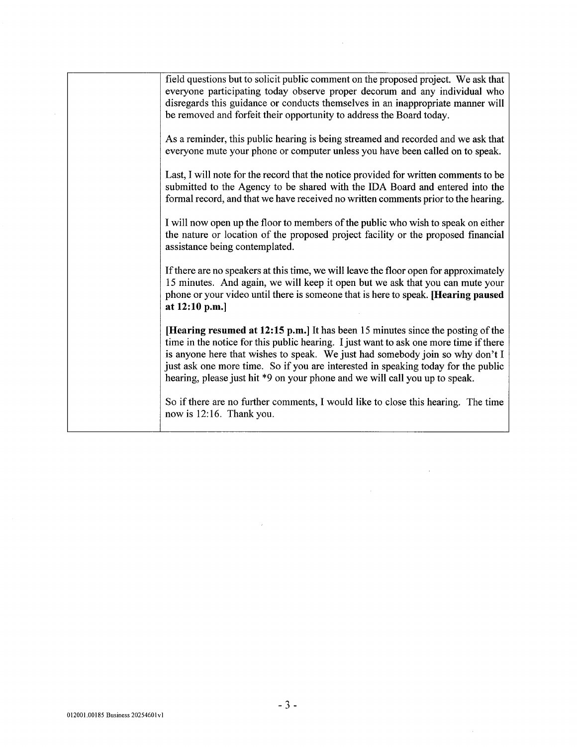| | |
|---|---|
| | field questions but to solicit public comment on the proposed project. We ask that everyone participating today observe proper decorum and any individual who disregards this guidance or conducts themselves in an inappropriate manner will be removed and forfeit their opportunity to address the Board today.<br><br>As a reminder, this public hearing is being streamed and recorded and we ask that everyone mute your phone or computer unless you have been called on to speak.<br><br>Last, I will note for the record that the notice provided for written comments to be submitted to the Agency to be shared with the IDA Board and entered into the formal record, and that we have received no written comments prior to the hearing.<br><br>I will now open up the floor to members of the public who wish to speak on either the nature or location of the proposed project facility or the proposed financial assistance being contemplated.<br><br>If there are no speakers at this time, we will leave the floor open for approximately 15 minutes. And again, we will keep it open but we ask that you can mute your phone or your video until there is someone that is here to speak. **[Hearing paused at 12:10 p.m.]**<br><br>**[Hearing resumed at 12:15 p.m.]** It has been 15 minutes since the posting of the time in the notice for this public hearing. I just want to ask one more time if there is anyone here that wishes to speak. We just had somebody join so why don't I just ask one more time. So if you are interested in speaking today for the public hearing, please just hit *9 on your phone and we will call you up to speak.<br><br>So if there are no further comments, I would like to close this hearing. The time now is 12:16. Thank you. |

012001.00185 Business 20254601v1